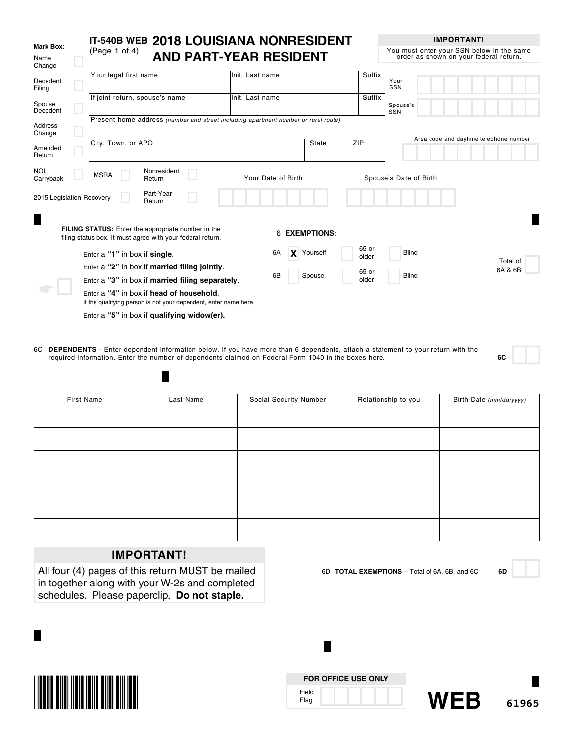**Mark Box:**

- Name Change ☐
- Decedent Filing ☐
- Spouse Decedent ☐
- Address Change ☐
- Amended Return ☐
- NOL Carryback ☐
- MSRA ☐
- Nonresident Return ☐
- 2015 Legislation Recovery ☐
- Part-Year Return ☐

# IT-540B WEB 2018 LOUISIANA NONRESIDENT AND PART-YEAR RESIDENT

(Page 1 of 4)

**IMPORTANT!**

You must enter your SSN below in the same order as shown on your federal return.

| Your legal first name | Init. | Last name | Suffix |
|---|---|---|---|
| | | | |

| If joint return, spouse's name | Init. | Last name | Suffix |
|---|---|---|---|
| | | | |

Present home address *(number and street including apartment number or rural route)*

| City, Town, or APO | State | ZIP |
|---|---|---|
| | | |

Your SSN

Spouse's SSN

Area code and daytime telephone number

Your Date of Birth

Spouse's Date of Birth

**FILING STATUS:** Enter the appropriate number in the filing status box. It must agree with your federal return.

Enter a **"1"** in box if **single**.

Enter a **"2"** in box if **married filing jointly**.

Enter a **"3"** in box if **married filing separately**.

Enter a **"4"** in box if **head of household**.
If the qualifying person is not your dependent, enter name here.

Enter a **"5"** in box if **qualifying widow(er).**

6 **EXEMPTIONS:**

6A X Yourself ☐ 65 or older ☐ Blind

6B ☐ Spouse ☐ 65 or older ☐ Blind

Total of 6A & 6B

6C **DEPENDENTS** – Enter dependent information below. If you have more than 6 dependents, attach a statement to your return with the required information. Enter the number of dependents claimed on Federal Form 1040 in the boxes here. **6C**

| First Name | Last Name | Social Security Number | Relationship to you | Birth Date *(mm/dd/yyyy)* |
|---|---|---|---|---|
| | | | | |
| | | | | |
| | | | | |
| | | | | |
| | | | | |
| | | | | |

**IMPORTANT!**

All four (4) pages of this return MUST be mailed in together along with your W-2s and completed schedules. Please paperclip. **Do not staple.**

6D **TOTAL EXEMPTIONS** – Total of 6A, 6B, and 6C **6D**

**FOR OFFICE USE ONLY**

Field Flag

**WEB** 61965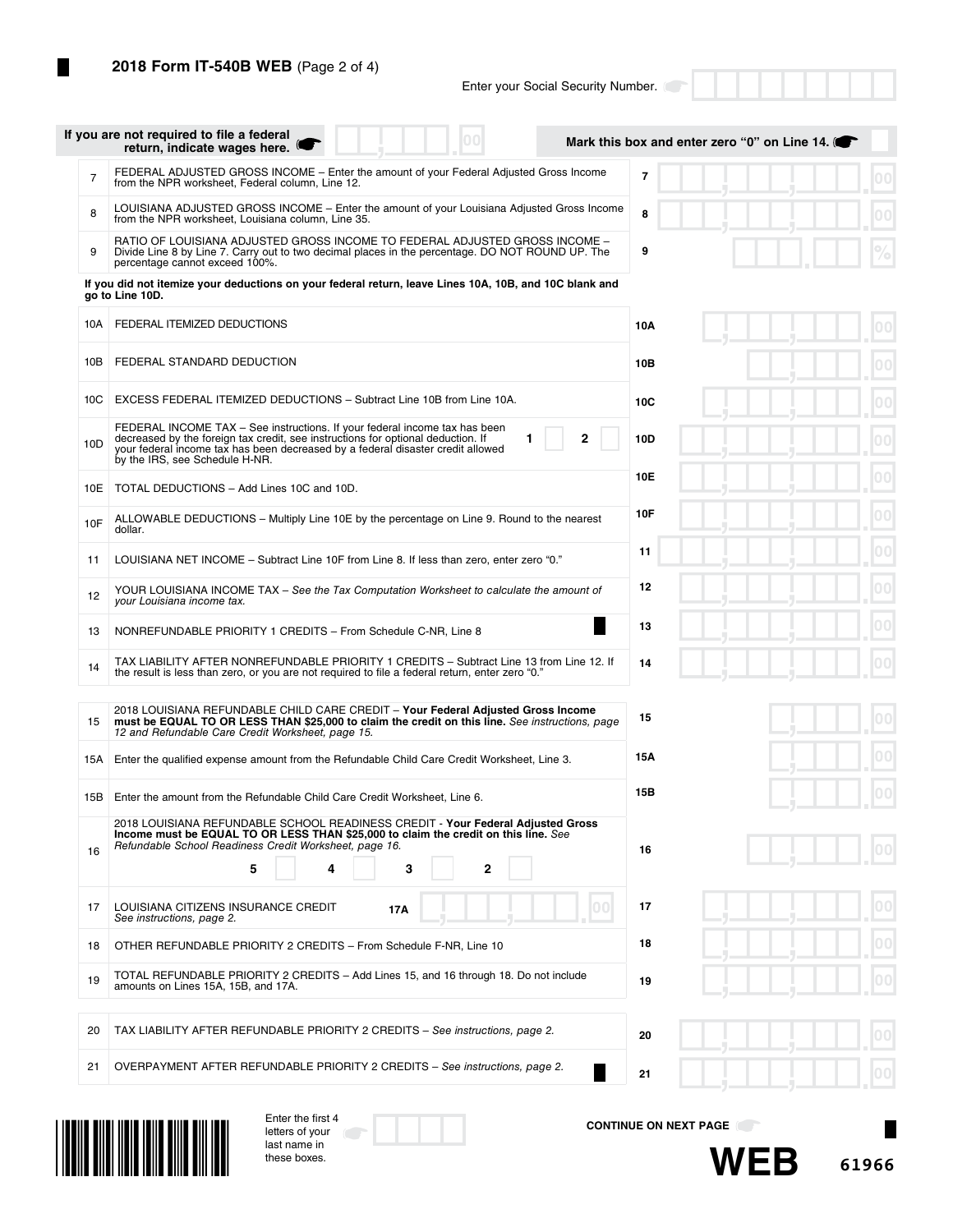# 2018 Form IT-540B WEB (Page 2 of 4)

Enter your Social Security Number.

If you are not required to file a federal return, indicate wages here. Mark this box and enter zero "0" on Line 14.

| Line | Description | Line | Amount |
|---|---|---|---|
| 7 | FEDERAL ADJUSTED GROSS INCOME – Enter the amount of your Federal Adjusted Gross Income from the NPR worksheet, Federal column, Line 12. | 7 | .00 |
| 8 | LOUISIANA ADJUSTED GROSS INCOME – Enter the amount of your Louisiana Adjusted Gross Income from the NPR worksheet, Louisiana column, Line 35. | 8 | .00 |
| 9 | RATIO OF LOUISIANA ADJUSTED GROSS INCOME TO FEDERAL ADJUSTED GROSS INCOME – Divide Line 8 by Line 7. Carry out to two decimal places in the percentage. DO NOT ROUND UP. The percentage cannot exceed 100%. | 9 | % |

**If you did not itemize your deductions on your federal return, leave Lines 10A, 10B, and 10C blank and go to Line 10D.**

| Line | Description | Line | Amount |
|---|---|---|---|
| 10A | FEDERAL ITEMIZED DEDUCTIONS | 10A | .00 |
| 10B | FEDERAL STANDARD DEDUCTION | 10B | .00 |
| 10C | EXCESS FEDERAL ITEMIZED DEDUCTIONS – Subtract Line 10B from Line 10A. | 10C | .00 |
| 10D | FEDERAL INCOME TAX – See instructions. If your federal income tax has been decreased by the foreign tax credit, see instructions for optional deduction. If your federal income tax has been decreased by a federal disaster credit allowed by the IRS, see Schedule H-NR. 1 ☐ 2 ☐ | 10D | .00 |
| 10E | TOTAL DEDUCTIONS – Add Lines 10C and 10D. | 10E | .00 |
| 10F | ALLOWABLE DEDUCTIONS – Multiply Line 10E by the percentage on Line 9. Round to the nearest dollar. | 10F | .00 |
| 11 | LOUISIANA NET INCOME – Subtract Line 10F from Line 8. If less than zero, enter zero "0." | 11 | .00 |
| 12 | YOUR LOUISIANA INCOME TAX – *See the Tax Computation Worksheet to calculate the amount of your Louisiana income tax.* | 12 | .00 |
| 13 | NONREFUNDABLE PRIORITY 1 CREDITS – From Schedule C-NR, Line 8 | 13 | .00 |
| 14 | TAX LIABILITY AFTER NONREFUNDABLE PRIORITY 1 CREDITS – Subtract Line 13 from Line 12. If the result is less than zero, or you are not required to file a federal return, enter zero "0." | 14 | .00 |
| 15 | 2018 LOUISIANA REFUNDABLE CHILD CARE CREDIT – **Your Federal Adjusted Gross Income must be EQUAL TO OR LESS THAN $25,000 to claim the credit on this line.** *See instructions, page 12 and Refundable Care Credit Worksheet, page 15.* | 15 | .00 |
| 15A | Enter the qualified expense amount from the Refundable Child Care Credit Worksheet, Line 3. | 15A | .00 |
| 15B | Enter the amount from the Refundable Child Care Credit Worksheet, Line 6. | 15B | .00 |
| 16 | 2018 LOUISIANA REFUNDABLE SCHOOL READINESS CREDIT - **Your Federal Adjusted Gross Income must be EQUAL TO OR LESS THAN $25,000 to claim the credit on this line.** *See Refundable School Readiness Credit Worksheet, page 16.* 5 ☐ 4 ☐ 3 ☐ 2 ☐ | 16 | .00 |
| 17 | LOUISIANA CITIZENS INSURANCE CREDIT *See instructions, page 2.* 17A .00 | 17 | .00 |
| 18 | OTHER REFUNDABLE PRIORITY 2 CREDITS – From Schedule F-NR, Line 10 | 18 | .00 |
| 19 | TOTAL REFUNDABLE PRIORITY 2 CREDITS – Add Lines 15, and 16 through 18. Do not include amounts on Lines 15A, 15B, and 17A. | 19 | .00 |
| 20 | TAX LIABILITY AFTER REFUNDABLE PRIORITY 2 CREDITS – *See instructions, page 2.* | 20 | .00 |
| 21 | OVERPAYMENT AFTER REFUNDABLE PRIORITY 2 CREDITS – *See instructions, page 2.* | 21 | .00 |

Enter the first 4 letters of your last name in these boxes.

CONTINUE ON NEXT PAGE

WEB 61966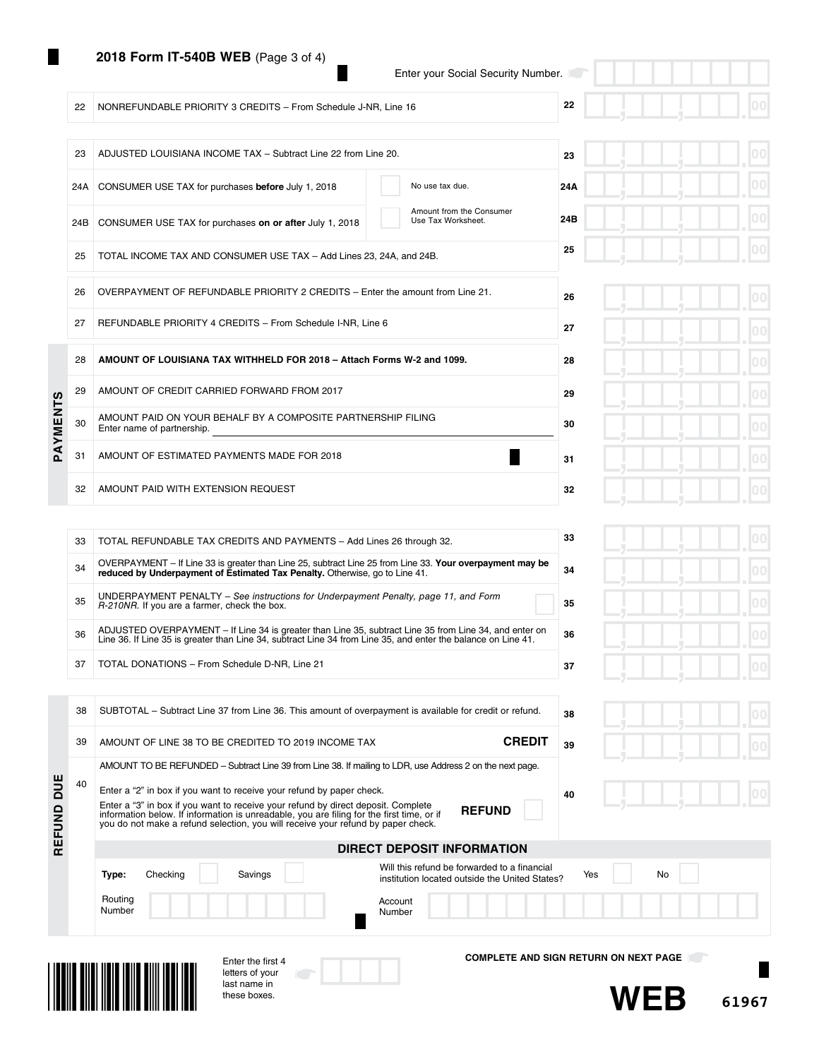# 2018 Form IT-540B WEB (Page 3 of 4)

Enter your Social Security Number.

| Line | Description | | Line | Amount |
|---|---|---|---|---|
| 22 | NONREFUNDABLE PRIORITY 3 CREDITS – From Schedule J-NR, Line 16 | | 22 | .00 |
| 23 | ADJUSTED LOUISIANA INCOME TAX – Subtract Line 22 from Line 20. | | 23 | .00 |
| 24A | CONSUMER USE TAX for purchases **before** July 1, 2018 | No use tax due. | 24A | .00 |
| 24B | CONSUMER USE TAX for purchases **on or after** July 1, 2018 | Amount from the Consumer Use Tax Worksheet. | 24B | .00 |
| 25 | TOTAL INCOME TAX AND CONSUMER USE TAX – Add Lines 23, 24A, and 24B. | | 25 | .00 |
| 26 | OVERPAYMENT OF REFUNDABLE PRIORITY 2 CREDITS – Enter the amount from Line 21. | | 26 | .00 |
| 27 | REFUNDABLE PRIORITY 4 CREDITS – From Schedule I-NR, Line 6 | | 27 | .00 |

## PAYMENTS

| Line | Description | Line | Amount |
|---|---|---|---|
| 28 | **AMOUNT OF LOUISIANA TAX WITHHELD FOR 2018 – Attach Forms W-2 and 1099.** | 28 | .00 |
| 29 | AMOUNT OF CREDIT CARRIED FORWARD FROM 2017 | 29 | .00 |
| 30 | AMOUNT PAID ON YOUR BEHALF BY A COMPOSITE PARTNERSHIP FILING<br>Enter name of partnership. ______ | 30 | .00 |
| 31 | AMOUNT OF ESTIMATED PAYMENTS MADE FOR 2018 | 31 | .00 |
| 32 | AMOUNT PAID WITH EXTENSION REQUEST | 32 | .00 |

| Line | Description | Line | Amount |
|---|---|---|---|
| 33 | TOTAL REFUNDABLE TAX CREDITS AND PAYMENTS – Add Lines 26 through 32. | 33 | .00 |
| 34 | OVERPAYMENT – If Line 33 is greater than Line 25, subtract Line 25 from Line 33. **Your overpayment may be reduced by Underpayment of Estimated Tax Penalty.** Otherwise, go to Line 41. | 34 | .00 |
| 35 | UNDERPAYMENT PENALTY – *See instructions for Underpayment Penalty, page 11, and Form R-210NR.* If you are a farmer, check the box. ☐ | 35 | .00 |
| 36 | ADJUSTED OVERPAYMENT – If Line 34 is greater than Line 35, subtract Line 35 from Line 34, and enter on Line 36. If Line 35 is greater than Line 34, subtract Line 34 from Line 35, and enter the balance on Line 41. | 36 | .00 |
| 37 | TOTAL DONATIONS – From Schedule D-NR, Line 21 | 37 | .00 |

## REFUND DUE

| Line | Description | Line | Amount |
|---|---|---|---|
| 38 | SUBTOTAL – Subtract Line 37 from Line 36. This amount of overpayment is available for credit or refund. | 38 | .00 |
| 39 | AMOUNT OF LINE 38 TO BE CREDITED TO 2019 INCOME TAX **CREDIT** | 39 | .00 |
| 40 | AMOUNT TO BE REFUNDED – Subtract Line 39 from Line 38. If mailing to LDR, use Address 2 on the next page.<br>Enter a "2" in box if you want to receive your refund by paper check.<br>Enter a "3" in box if you want to receive your refund by direct deposit. Complete information below. If information is unreadable, you are filing for the first time, or if you do not make a refund selection, you will receive your refund by paper check. **REFUND** ☐ | 40 | .00 |

### DIRECT DEPOSIT INFORMATION

**Type:** Checking ☐ Savings ☐

Will this refund be forwarded to a financial institution located outside the United States? Yes ☐ No ☐

Routing Number ______ Account Number ______

Enter the first 4 letters of your last name in these boxes.

**COMPLETE AND SIGN RETURN ON NEXT PAGE**

**WEB** 61967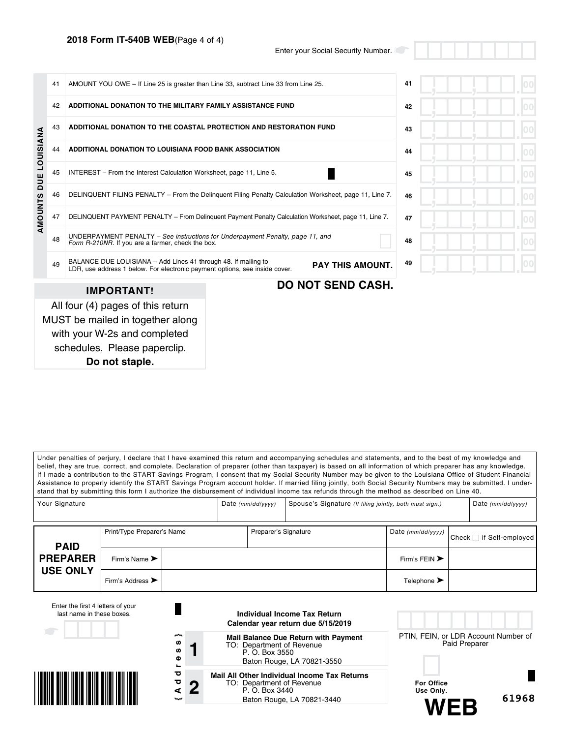## 2018 Form IT-540B WEB (Page 4 of 4)

Enter your Social Security Number.

**AMOUNTS DUE LOUISIANA**

| Line | Description | | Amount |
|---|---|---|---|
| 41 | AMOUNT YOU OWE – If Line 25 is greater than Line 33, subtract Line 33 from Line 25. | 41 | .00 |
| 42 | **ADDITIONAL DONATION TO THE MILITARY FAMILY ASSISTANCE FUND** | 42 | .00 |
| 43 | **ADDITIONAL DONATION TO THE COASTAL PROTECTION AND RESTORATION FUND** | 43 | .00 |
| 44 | **ADDITIONAL DONATION TO LOUISIANA FOOD BANK ASSOCIATION** | 44 | .00 |
| 45 | INTEREST – From the Interest Calculation Worksheet, page 11, Line 5. | 45 | .00 |
| 46 | DELINQUENT FILING PENALTY – From the Delinquent Filing Penalty Calculation Worksheet, page 11, Line 7. | 46 | .00 |
| 47 | DELINQUENT PAYMENT PENALTY – From Delinquent Payment Penalty Calculation Worksheet, page 11, Line 7. | 47 | .00 |
| 48 | UNDERPAYMENT PENALTY – *See instructions for Underpayment Penalty, page 11, and Form R-210NR.* If you are a farmer, check the box. ☐ | 48 | .00 |
| 49 | BALANCE DUE LOUISIANA – Add Lines 41 through 48. If mailing to LDR, use address 1 below. For electronic payment options, see inside cover. **PAY THIS AMOUNT.** | 49 | .00 |

**DO NOT SEND CASH.**

**IMPORTANT!**

All four (4) pages of this return MUST be mailed in together along with your W-2s and completed schedules. Please paperclip. **Do not staple.**

Under penalties of perjury, I declare that I have examined this return and accompanying schedules and statements, and to the best of my knowledge and belief, they are true, correct, and complete. Declaration of preparer (other than taxpayer) is based on all information of which preparer has any knowledge. If I made a contribution to the START Savings Program, I consent that my Social Security Number may be given to the Louisiana Office of Student Financial Assistance to properly identify the START Savings Program account holder. If married filing jointly, both Social Security Numbers may be submitted. I understand that by submitting this form I authorize the disbursement of individual income tax refunds through the method as described on Line 40.

| Your Signature | Date *(mm/dd/yyyy)* | Spouse's Signature *(If filing jointly, both must sign.)* | Date *(mm/dd/yyyy)* |
|---|---|---|---|
| | | | |

| **PAID PREPARER USE ONLY** | Print/Type Preparer's Name | Preparer's Signature | Date *(mm/dd/yyyy)* | Check ☐ if Self-employed |
|---|---|---|---|---|
| | Firm's Name ➤ | | Firm's FEIN ➤ | |
| | Firm's Address ➤ | | Telephone ➤ | |

Enter the first 4 letters of your last name in these boxes.

**Individual Income Tax Return**
**Calendar year return due 5/15/2019**

{Address}

**1** **Mail Balance Due Return with Payment**
TO: Department of Revenue
P. O. Box 3550
Baton Rouge, LA 70821-3550

**2** **Mail All Other Individual Income Tax Returns**
TO: Department of Revenue
P. O. Box 3440
Baton Rouge, LA 70821-3440

PTIN, FEIN, or LDR Account Number of Paid Preparer

**For Office Use Only.**

**WEB**

61968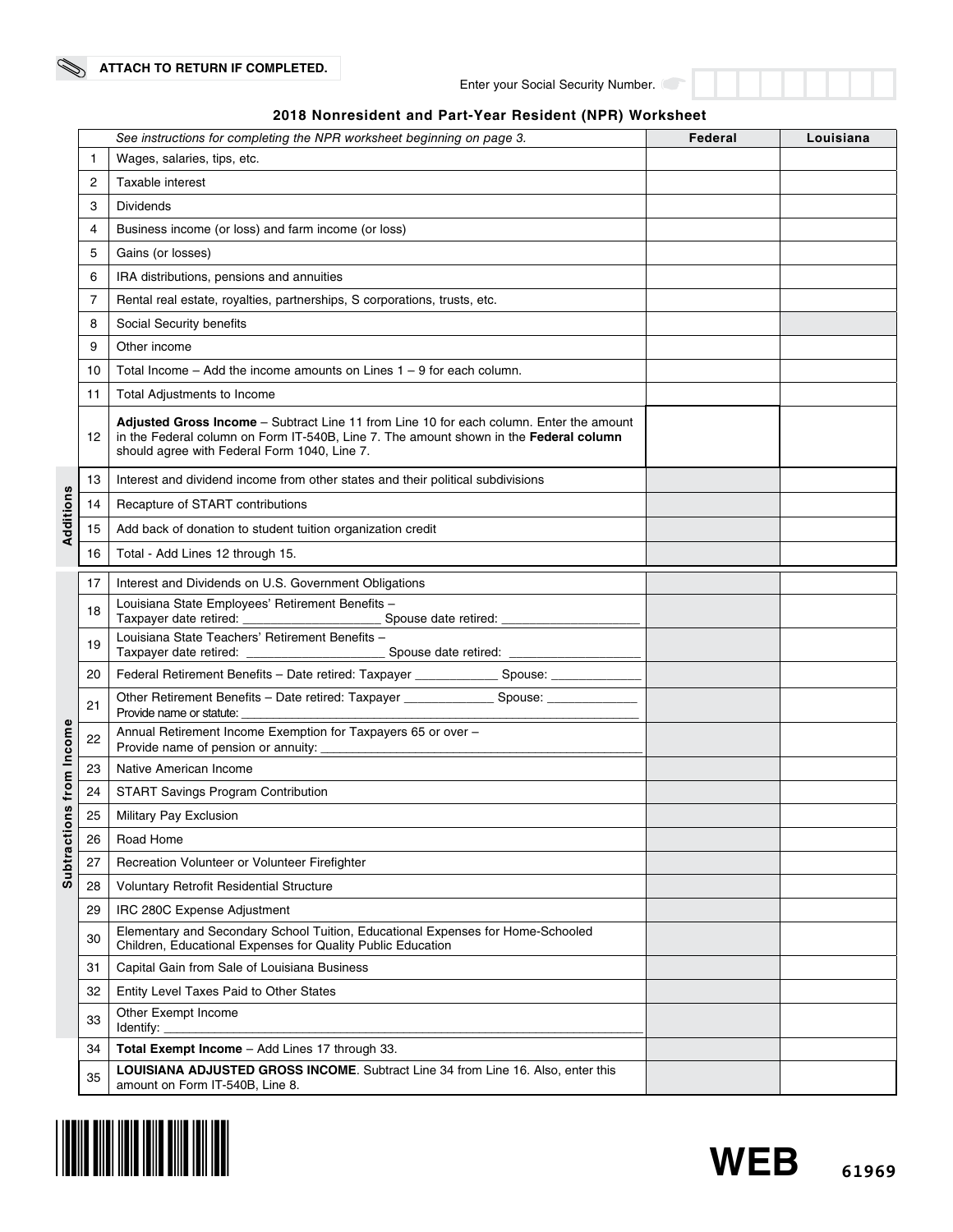ATTACH TO RETURN IF COMPLETED.

Enter your Social Security Number.

## 2018 Nonresident and Part-Year Resident (NPR) Worksheet

| | | See instructions for completing the NPR worksheet beginning on page 3. | Federal | Louisiana |
|---|---|---|---|---|
| | 1 | Wages, salaries, tips, etc. | | |
| | 2 | Taxable interest | | |
| | 3 | Dividends | | |
| | 4 | Business income (or loss) and farm income (or loss) | | |
| | 5 | Gains (or losses) | | |
| | 6 | IRA distributions, pensions and annuities | | |
| | 7 | Rental real estate, royalties, partnerships, S corporations, trusts, etc. | | |
| | 8 | Social Security benefits | | |
| | 9 | Other income | | |
| | 10 | Total Income – Add the income amounts on Lines 1 – 9 for each column. | | |
| | 11 | Total Adjustments to Income | | |
| | 12 | **Adjusted Gross Income** – Subtract Line 11 from Line 10 for each column. Enter the amount in the Federal column on Form IT-540B, Line 7. The amount shown in the **Federal column** should agree with Federal Form 1040, Line 7. | | |
| Additions | 13 | Interest and dividend income from other states and their political subdivisions | | |
| Additions | 14 | Recapture of START contributions | | |
| Additions | 15 | Add back of donation to student tuition organization credit | | |
| Additions | 16 | Total - Add Lines 12 through 15. | | |
| Subtractions from Income | 17 | Interest and Dividends on U.S. Government Obligations | | |
| Subtractions from Income | 18 | Louisiana State Employees' Retirement Benefits – Taxpayer date retired: ____________ Spouse date retired: ____________ | | |
| Subtractions from Income | 19 | Louisiana State Teachers' Retirement Benefits – Taxpayer date retired: ____________ Spouse date retired: ____________ | | |
| Subtractions from Income | 20 | Federal Retirement Benefits – Date retired: Taxpayer ____________ Spouse: ____________ | | |
| Subtractions from Income | 21 | Other Retirement Benefits – Date retired: Taxpayer ____________ Spouse: ____________ Provide name or statute: ____________ | | |
| Subtractions from Income | 22 | Annual Retirement Income Exemption for Taxpayers 65 or over – Provide name of pension or annuity: ____________ | | |
| Subtractions from Income | 23 | Native American Income | | |
| Subtractions from Income | 24 | START Savings Program Contribution | | |
| Subtractions from Income | 25 | Military Pay Exclusion | | |
| Subtractions from Income | 26 | Road Home | | |
| Subtractions from Income | 27 | Recreation Volunteer or Volunteer Firefighter | | |
| Subtractions from Income | 28 | Voluntary Retrofit Residential Structure | | |
| Subtractions from Income | 29 | IRC 280C Expense Adjustment | | |
| Subtractions from Income | 30 | Elementary and Secondary School Tuition, Educational Expenses for Home-Schooled Children, Educational Expenses for Quality Public Education | | |
| Subtractions from Income | 31 | Capital Gain from Sale of Louisiana Business | | |
| Subtractions from Income | 32 | Entity Level Taxes Paid to Other States | | |
| Subtractions from Income | 33 | Other Exempt Income Identify: ____________ | | |
| | 34 | **Total Exempt Income** – Add Lines 17 through 33. | | |
| | 35 | **LOUISIANA ADJUSTED GROSS INCOME**. Subtract Line 34 from Line 16. Also, enter this amount on Form IT-540B, Line 8. | | |

WEB 61969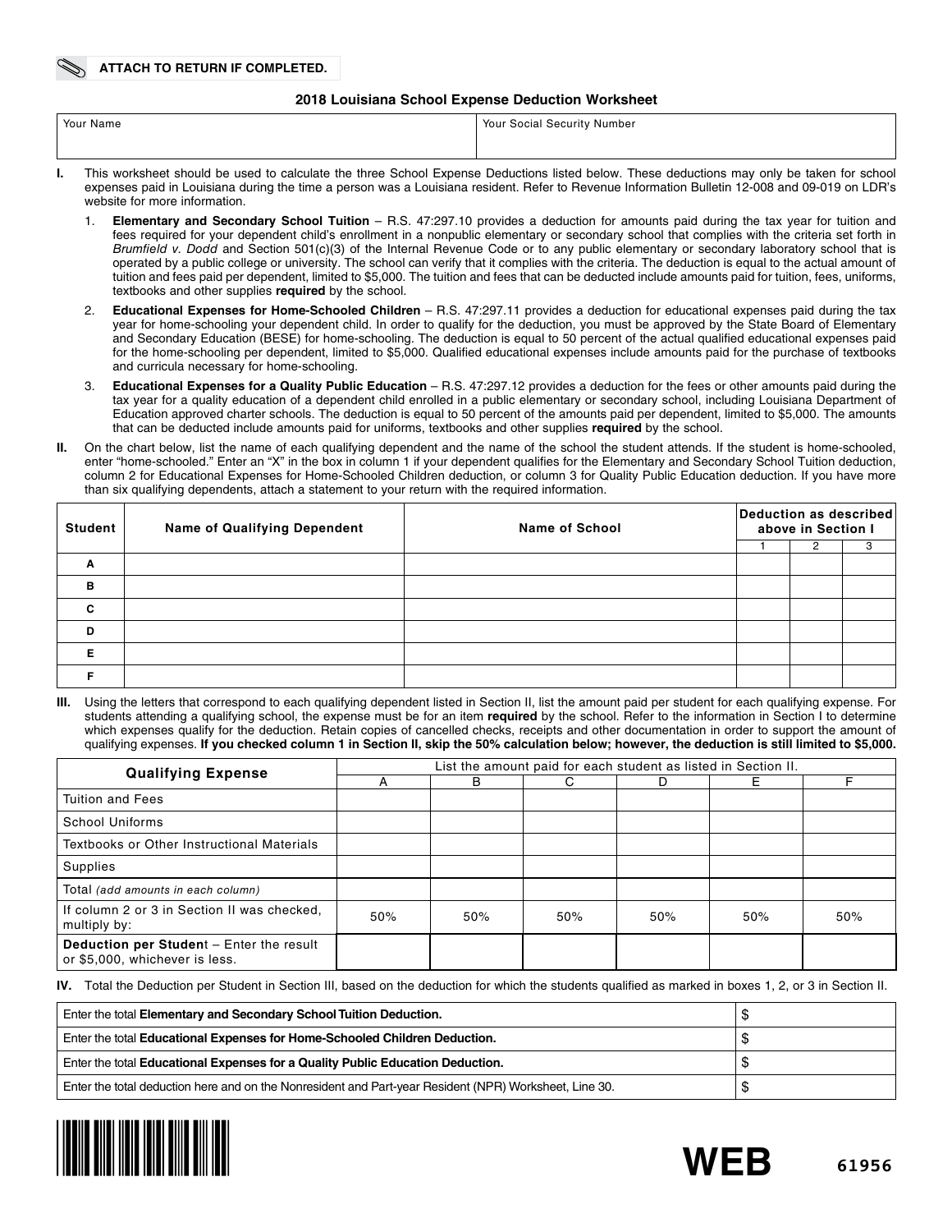**ATTACH TO RETURN IF COMPLETED.**

## 2018 Louisiana School Expense Deduction Worksheet

| Your Name | Your Social Security Number |
|---|---|
| | |

**I.** This worksheet should be used to calculate the three School Expense Deductions listed below. These deductions may only be taken for school expenses paid in Louisiana during the time a person was a Louisiana resident. Refer to Revenue Information Bulletin 12-008 and 09-019 on LDR's website for more information.

1. **Elementary and Secondary School Tuition** – R.S. 47:297.10 provides a deduction for amounts paid during the tax year for tuition and fees required for your dependent child's enrollment in a nonpublic elementary or secondary school that complies with the criteria set forth in *Brumfield v. Dodd* and Section 501(c)(3) of the Internal Revenue Code or to any public elementary or secondary laboratory school that is operated by a public college or university. The school can verify that it complies with the criteria. The deduction is equal to the actual amount of tuition and fees paid per dependent, limited to $5,000. The tuition and fees that can be deducted include amounts paid for tuition, fees, uniforms, textbooks and other supplies **required** by the school.
2. **Educational Expenses for Home-Schooled Children** – R.S. 47:297.11 provides a deduction for educational expenses paid during the tax year for home-schooling your dependent child. In order to qualify for the deduction, you must be approved by the State Board of Elementary and Secondary Education (BESE) for home-schooling. The deduction is equal to 50 percent of the actual qualified educational expenses paid for the home-schooling per dependent, limited to $5,000. Qualified educational expenses include amounts paid for the purchase of textbooks and curricula necessary for home-schooling.
3. **Educational Expenses for a Quality Public Education** – R.S. 47:297.12 provides a deduction for the fees or other amounts paid during the tax year for a quality education of a dependent child enrolled in a public elementary or secondary school, including Louisiana Department of Education approved charter schools. The deduction is equal to 50 percent of the amounts paid per dependent, limited to $5,000. The amounts that can be deducted include amounts paid for uniforms, textbooks and other supplies **required** by the school.

**II.** On the chart below, list the name of each qualifying dependent and the name of the school the student attends. If the student is home-schooled, enter "home-schooled." Enter an "X" in the box in column 1 if your dependent qualifies for the Elementary and Secondary School Tuition deduction, column 2 for Educational Expenses for Home-Schooled Children deduction, or column 3 for Quality Public Education deduction. If you have more than six qualifying dependents, attach a statement to your return with the required information.

| Student | Name of Qualifying Dependent | Name of School | Deduction as described above in Section I | | |
|---|---|---|---|---|---|
| | | | 1 | 2 | 3 |
| A | | | | | |
| B | | | | | |
| C | | | | | |
| D | | | | | |
| E | | | | | |
| F | | | | | |

**III.** Using the letters that correspond to each qualifying dependent listed in Section II, list the amount paid per student for each qualifying expense. For students attending a qualifying school, the expense must be for an item **required** by the school. Refer to the information in Section I to determine which expenses qualify for the deduction. Retain copies of cancelled checks, receipts and other documentation in order to support the amount of qualifying expenses. **If you checked column 1 in Section II, skip the 50% calculation below; however, the deduction is still limited to $5,000.**

| Qualifying Expense | List the amount paid for each student as listed in Section II. | | | | | |
|---|---|---|---|---|---|---|
| | A | B | C | D | E | F |
| Tuition and Fees | | | | | | |
| School Uniforms | | | | | | |
| Textbooks or Other Instructional Materials | | | | | | |
| Supplies | | | | | | |
| Total *(add amounts in each column)* | | | | | | |
| If column 2 or 3 in Section II was checked, multiply by: | 50% | 50% | 50% | 50% | 50% | 50% |
| **Deduction per Student** – Enter the result or $5,000, whichever is less. | | | | | | |

**IV.** Total the Deduction per Student in Section III, based on the deduction for which the students qualified as marked in boxes 1, 2, or 3 in Section II.

| | |
|---|---|
| Enter the total **Elementary and Secondary School Tuition Deduction.** | $ |
| Enter the total **Educational Expenses for Home-Schooled Children Deduction.** | $ |
| Enter the total **Educational Expenses for a Quality Public Education Deduction.** | $ |
| Enter the total deduction here and on the Nonresident and Part-year Resident (NPR) Worksheet, Line 30. | $ |

**WEB** 61956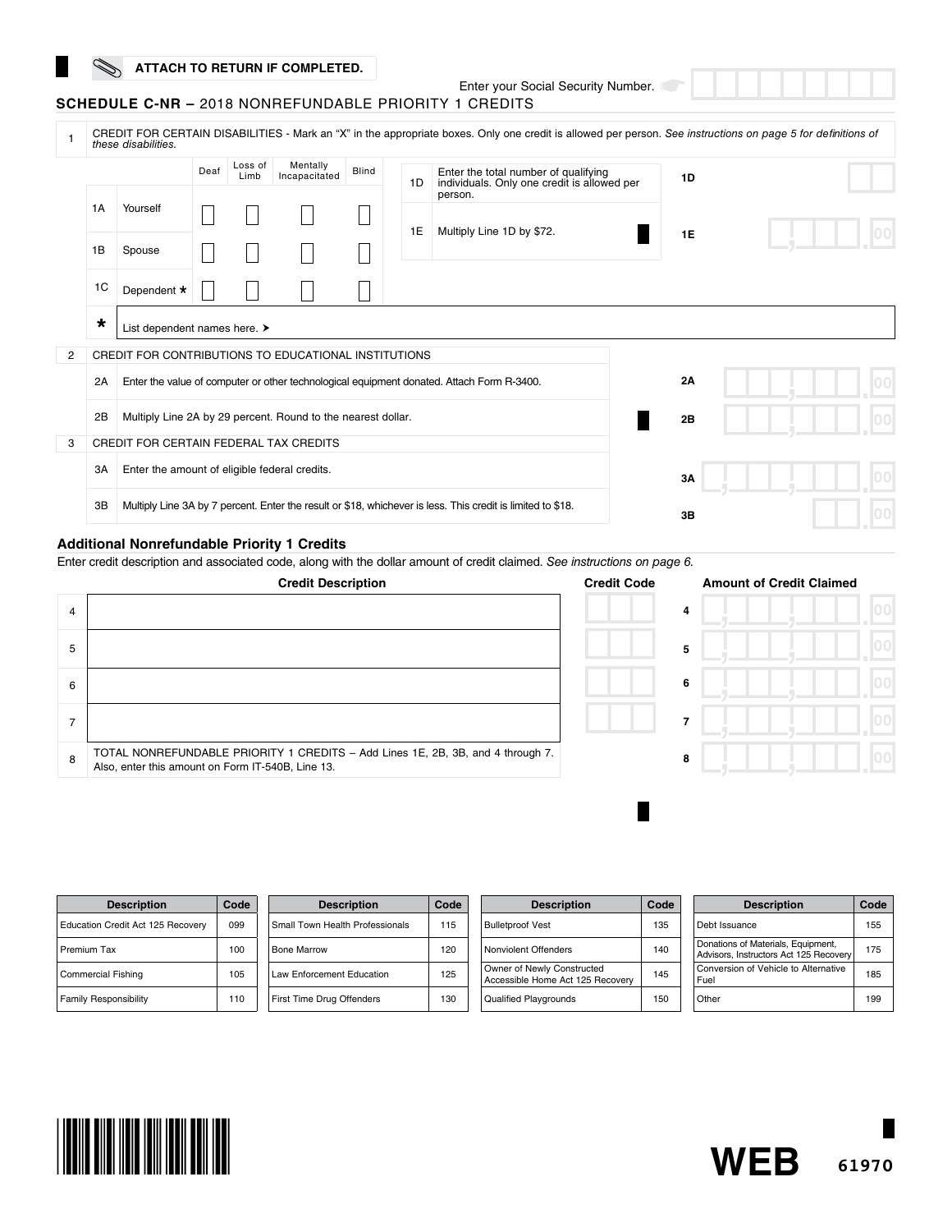ATTACH TO RETURN IF COMPLETED.

Enter your Social Security Number.

## SCHEDULE C-NR – 2018 NONREFUNDABLE PRIORITY 1 CREDITS

**1** CREDIT FOR CERTAIN DISABILITIES - Mark an "X" in the appropriate boxes. Only one credit is allowed per person. *See instructions on page 5 for definitions of these disabilities.*

| | | Deaf | Loss of Limb | Mentally Incapacitated | Blind |
|---|---|---|---|---|---|
| 1A | Yourself | ☐ | ☐ | ☐ | ☐ |
| 1B | Spouse | ☐ | ☐ | ☐ | ☐ |
| 1C | Dependent * | ☐ | ☐ | ☐ | ☐ |

\* List dependent names here. ➤

| | | | |
|---|---|---|---|
| 1D | Enter the total number of qualifying individuals. Only one credit is allowed per person. | 1D | |
| 1E | Multiply Line 1D by $72. | 1E | .00 |

| | | | |
|---|---|---|---|
| **2** | CREDIT FOR CONTRIBUTIONS TO EDUCATIONAL INSTITUTIONS | | |
| 2A | Enter the value of computer or other technological equipment donated. Attach Form R-3400. | 2A | .00 |
| 2B | Multiply Line 2A by 29 percent. Round to the nearest dollar. | 2B | .00 |
| **3** | CREDIT FOR CERTAIN FEDERAL TAX CREDITS | | |
| 3A | Enter the amount of eligible federal credits. | 3A | .00 |
| 3B | Multiply Line 3A by 7 percent. Enter the result or $18, whichever is less. This credit is limited to $18. | 3B | .00 |

### Additional Nonrefundable Priority 1 Credits

Enter credit description and associated code, along with the dollar amount of credit claimed. *See instructions on page 6.*

| | Credit Description | Credit Code | | Amount of Credit Claimed |
|---|---|---|---|---|
| 4 | | | 4 | .00 |
| 5 | | | 5 | .00 |
| 6 | | | 6 | .00 |
| 7 | | | 7 | .00 |
| 8 | TOTAL NONREFUNDABLE PRIORITY 1 CREDITS – Add Lines 1E, 2B, 3B, and 4 through 7. Also, enter this amount on Form IT-540B, Line 13. | | 8 | .00 |

| Description | Code | Description | Code | Description | Code | Description | Code |
|---|---|---|---|---|---|---|---|
| Education Credit Act 125 Recovery | 099 | Small Town Health Professionals | 115 | Bulletproof Vest | 135 | Debt Issuance | 155 |
| Premium Tax | 100 | Bone Marrow | 120 | Nonviolent Offenders | 140 | Donations of Materials, Equipment, Advisors, Instructors Act 125 Recovery | 175 |
| Commercial Fishing | 105 | Law Enforcement Education | 125 | Owner of Newly Constructed Accessible Home Act 125 Recovery | 145 | Conversion of Vehicle to Alternative Fuel | 185 |
| Family Responsibility | 110 | First Time Drug Offenders | 130 | Qualified Playgrounds | 150 | Other | 199 |

WEB 61970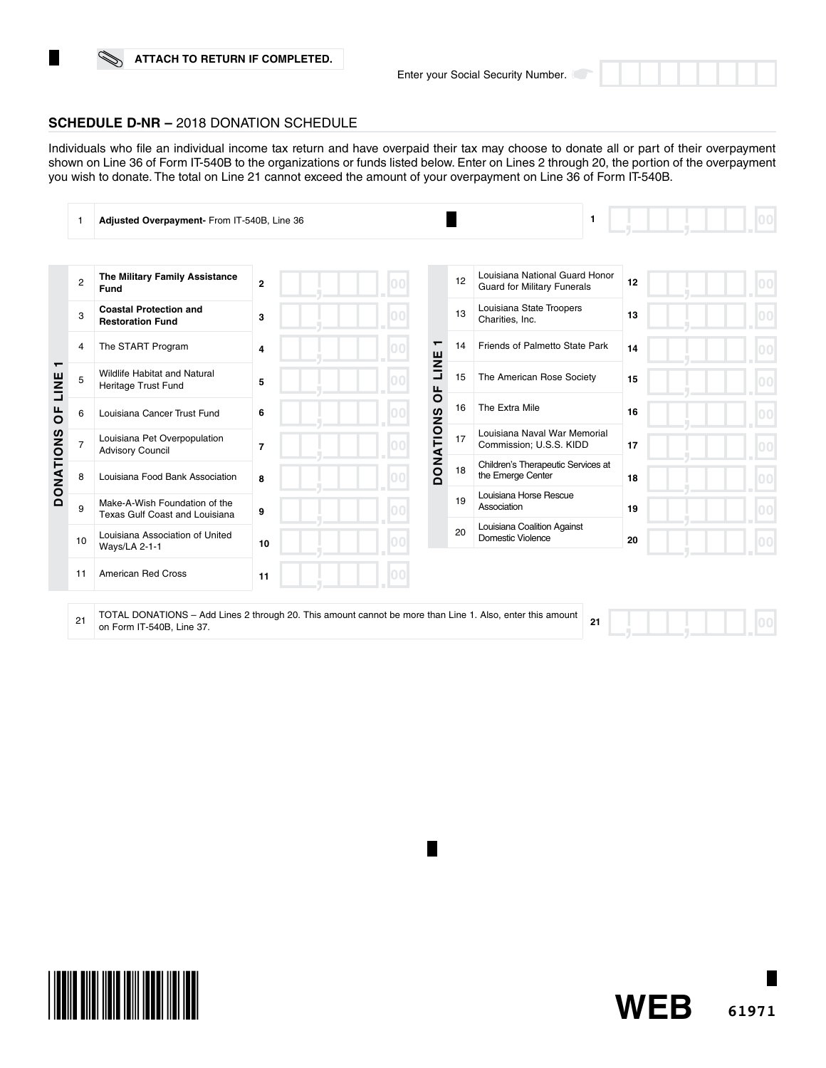ATTACH TO RETURN IF COMPLETED.

Enter your Social Security Number.

## SCHEDULE D-NR – 2018 DONATION SCHEDULE

Individuals who file an individual income tax return and have overpaid their tax may choose to donate all or part of their overpayment shown on Line 36 of Form IT-540B to the organizations or funds listed below. Enter on Lines 2 through 20, the portion of the overpayment you wish to donate. The total on Line 21 cannot exceed the amount of your overpayment on Line 36 of Form IT-540B.

| Line | Description | Amount |
|---|---|---|
| 1 | **Adjusted Overpayment-** From IT-540B, Line 36 | .00 |

**DONATIONS OF LINE 1**

| Line | Description | Amount |
|---|---|---|
| 2 | **The Military Family Assistance Fund** | .00 |
| 3 | **Coastal Protection and Restoration Fund** | .00 |
| 4 | The START Program | .00 |
| 5 | Wildlife Habitat and Natural Heritage Trust Fund | .00 |
| 6 | Louisiana Cancer Trust Fund | .00 |
| 7 | Louisiana Pet Overpopulation Advisory Council | .00 |
| 8 | Louisiana Food Bank Association | .00 |
| 9 | Make-A-Wish Foundation of the Texas Gulf Coast and Louisiana | .00 |
| 10 | Louisiana Association of United Ways/LA 2-1-1 | .00 |
| 11 | American Red Cross | .00 |
| 12 | Louisiana National Guard Honor Guard for Military Funerals | .00 |
| 13 | Louisiana State Troopers Charities, Inc. | .00 |
| 14 | Friends of Palmetto State Park | .00 |
| 15 | The American Rose Society | .00 |
| 16 | The Extra Mile | .00 |
| 17 | Louisiana Naval War Memorial Commission; U.S.S. KIDD | .00 |
| 18 | Children's Therapeutic Services at the Emerge Center | .00 |
| 19 | Louisiana Horse Rescue Association | .00 |
| 20 | Louisiana Coalition Against Domestic Violence | .00 |

| Line | Description | Amount |
|---|---|---|
| 21 | TOTAL DONATIONS – Add Lines 2 through 20. This amount cannot be more than Line 1. Also, enter this amount on Form IT-540B, Line 37. | .00 |

WEB 61971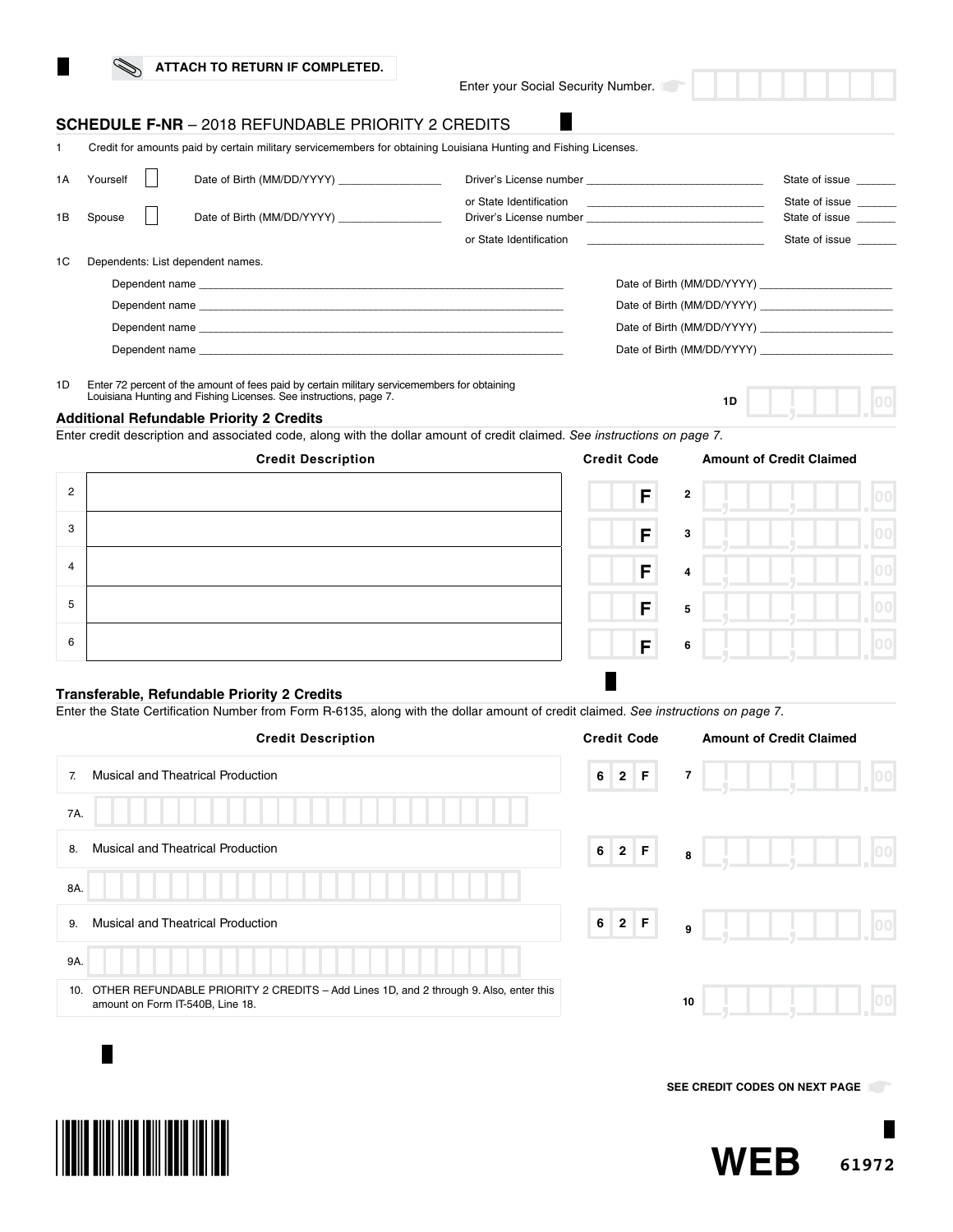ATTACH TO RETURN IF COMPLETED.

Enter your Social Security Number.

## SCHEDULE F-NR – 2018 REFUNDABLE PRIORITY 2 CREDITS

1 Credit for amounts paid by certain military servicemembers for obtaining Louisiana Hunting and Fishing Licenses.

1A Yourself ☐ Date of Birth (MM/DD/YYYY) ________________ Driver's License number ____________________________ State of issue ______
or State Identification ____________________________ State of issue ______

1B Spouse ☐ Date of Birth (MM/DD/YYYY) ________________ Driver's License number ____________________________ State of issue ______
or State Identification ____________________________ State of issue ______

1C Dependents: List dependent names.

Dependent name ____________________________ Date of Birth (MM/DD/YYYY) ____________________

Dependent name ____________________________ Date of Birth (MM/DD/YYYY) ____________________

Dependent name ____________________________ Date of Birth (MM/DD/YYYY) ____________________

Dependent name ____________________________ Date of Birth (MM/DD/YYYY) ____________________

1D Enter 72 percent of the amount of fees paid by certain military servicemembers for obtaining Louisiana Hunting and Fishing Licenses. See instructions, page 7. **1D** ______ .00

### Additional Refundable Priority 2 Credits

Enter credit description and associated code, along with the dollar amount of credit claimed. *See instructions on page 7.*

| | Credit Description | Credit Code | | Amount of Credit Claimed |
|---|---|---|---|---|
| 2 | | F | 2 | .00 |
| 3 | | F | 3 | .00 |
| 4 | | F | 4 | .00 |
| 5 | | F | 5 | .00 |
| 6 | | F | 6 | .00 |

### Transferable, Refundable Priority 2 Credits

Enter the State Certification Number from Form R-6135, along with the dollar amount of credit claimed. *See instructions on page 7.*

| | Credit Description | Credit Code | | Amount of Credit Claimed |
|---|---|---|---|---|
| 7. | Musical and Theatrical Production | 62F | 7 | .00 |
| 7A. | | | | |
| 8. | Musical and Theatrical Production | 62F | 8 | .00 |
| 8A. | | | | |
| 9. | Musical and Theatrical Production | 62F | 9 | .00 |
| 9A. | | | | |
| 10. | OTHER REFUNDABLE PRIORITY 2 CREDITS – Add Lines 1D, and 2 through 9. Also, enter this amount on Form IT-540B, Line 18. | | 10 | .00 |

SEE CREDIT CODES ON NEXT PAGE

WEB 61972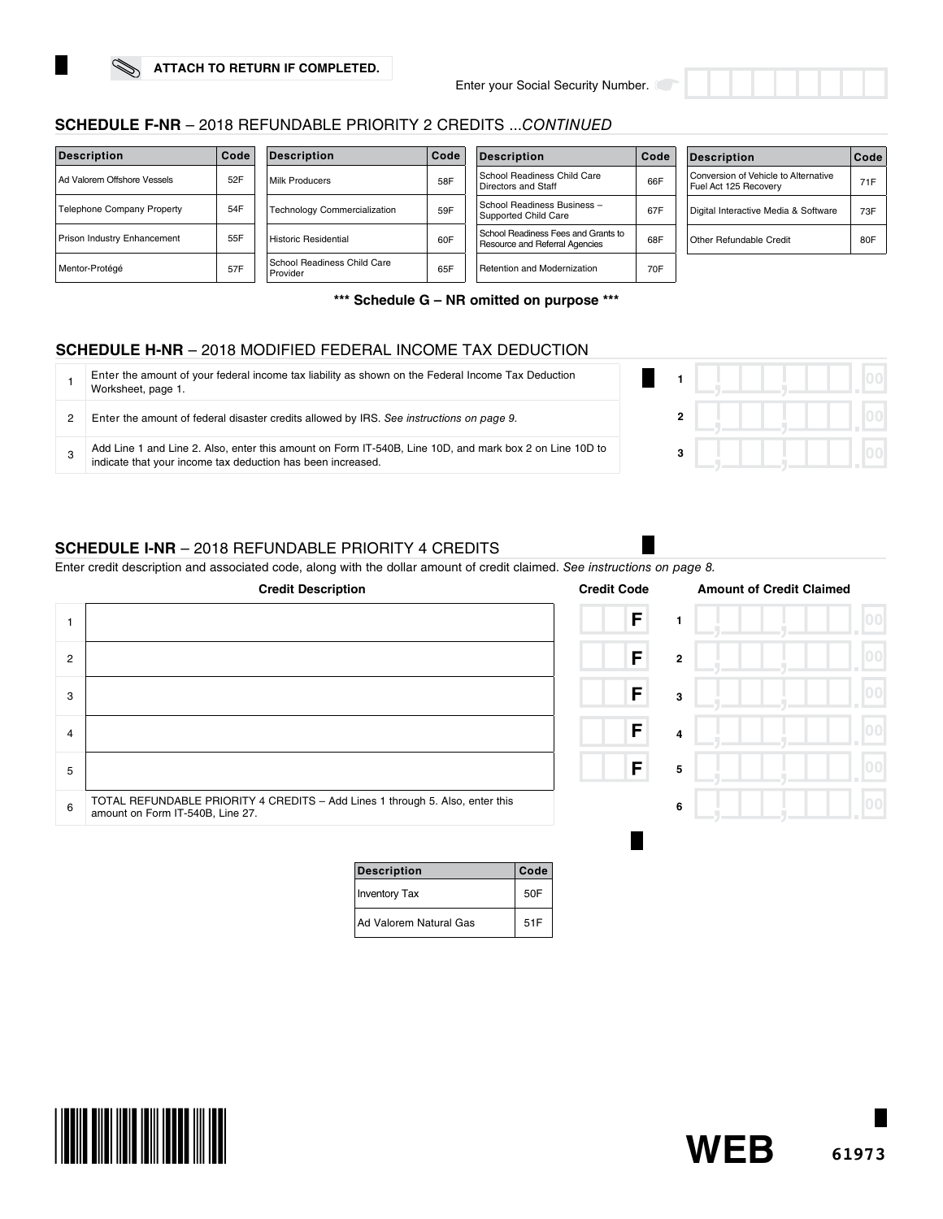ATTACH TO RETURN IF COMPLETED.

Enter your Social Security Number.

## SCHEDULE F-NR – 2018 REFUNDABLE PRIORITY 2 CREDITS ...*CONTINUED*

| Description | Code | Description | Code | Description | Code | Description | Code |
|---|---|---|---|---|---|---|---|
| Ad Valorem Offshore Vessels | 52F | Milk Producers | 58F | School Readiness Child Care Directors and Staff | 66F | Conversion of Vehicle to Alternative Fuel Act 125 Recovery | 71F |
| Telephone Company Property | 54F | Technology Commercialization | 59F | School Readiness Business – Supported Child Care | 67F | Digital Interactive Media & Software | 73F |
| Prison Industry Enhancement | 55F | Historic Residential | 60F | School Readiness Fees and Grants to Resource and Referral Agencies | 68F | Other Refundable Credit | 80F |
| Mentor-Protégé | 57F | School Readiness Child Care Provider | 65F | Retention and Modernization | 70F | | |

**\*\*\* Schedule G – NR omitted on purpose \*\*\***

## SCHEDULE H-NR – 2018 MODIFIED FEDERAL INCOME TAX DEDUCTION

| | | | |
|---|---|---|---|
| 1 | Enter the amount of your federal income tax liability as shown on the Federal Income Tax Deduction Worksheet, page 1. | 1 | .00 |
| 2 | Enter the amount of federal disaster credits allowed by IRS. *See instructions on page 9.* | 2 | .00 |
| 3 | Add Line 1 and Line 2. Also, enter this amount on Form IT-540B, Line 10D, and mark box 2 on Line 10D to indicate that your income tax deduction has been increased. | 3 | .00 |

## SCHEDULE I-NR – 2018 REFUNDABLE PRIORITY 4 CREDITS

Enter credit description and associated code, along with the dollar amount of credit claimed. *See instructions on page 8.*

| | Credit Description | Credit Code | | Amount of Credit Claimed |
|---|---|---|---|---|
| 1 | | F | 1 | .00 |
| 2 | | F | 2 | .00 |
| 3 | | F | 3 | .00 |
| 4 | | F | 4 | .00 |
| 5 | | F | 5 | .00 |
| 6 | TOTAL REFUNDABLE PRIORITY 4 CREDITS – Add Lines 1 through 5. Also, enter this amount on Form IT-540B, Line 27. | | 6 | .00 |

| Description | Code |
|---|---|
| Inventory Tax | 50F |
| Ad Valorem Natural Gas | 51F |

WEB 61973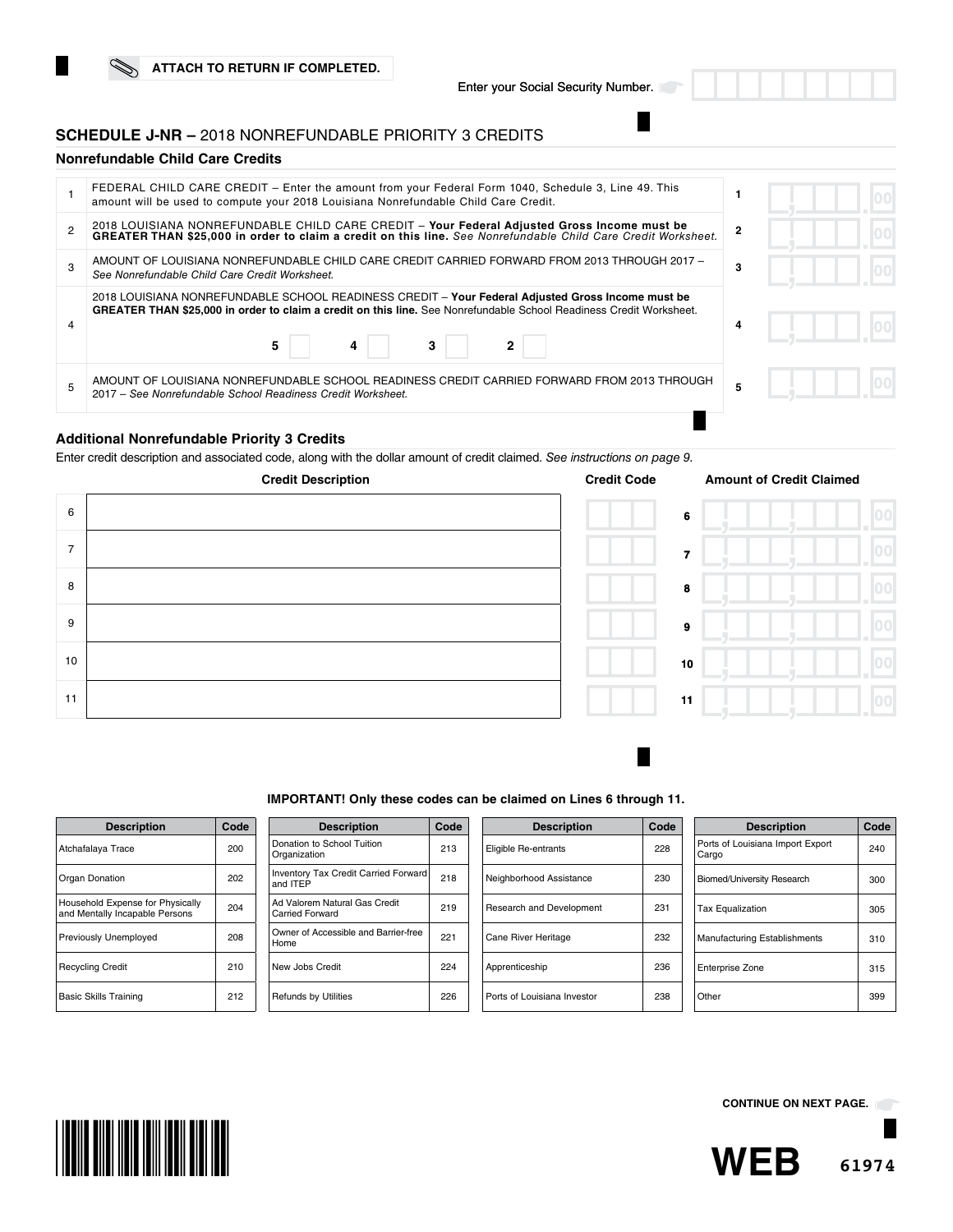ATTACH TO RETURN IF COMPLETED.

Enter your Social Security Number.

## SCHEDULE J-NR – 2018 NONREFUNDABLE PRIORITY 3 CREDITS

### Nonrefundable Child Care Credits

| | | | |
|---|---|---|---|
| 1 | FEDERAL CHILD CARE CREDIT – Enter the amount from your Federal Form 1040, Schedule 3, Line 49. This amount will be used to compute your 2018 Louisiana Nonrefundable Child Care Credit. | 1 | .00 |
| 2 | 2018 LOUISIANA NONREFUNDABLE CHILD CARE CREDIT – **Your Federal Adjusted Gross Income must be GREATER THAN $25,000 in order to claim a credit on this line.** *See Nonrefundable Child Care Credit Worksheet.* | 2 | .00 |
| 3 | AMOUNT OF LOUISIANA NONREFUNDABLE CHILD CARE CREDIT CARRIED FORWARD FROM 2013 THROUGH 2017 – *See Nonrefundable Child Care Credit Worksheet.* | 3 | .00 |
| 4 | 2018 LOUISIANA NONREFUNDABLE SCHOOL READINESS CREDIT – **Your Federal Adjusted Gross Income must be GREATER THAN $25,000 in order to claim a credit on this line.** See Nonrefundable School Readiness Credit Worksheet. 5 ☐ 4 ☐ 3 ☐ 2 ☐ | 4 | .00 |
| 5 | AMOUNT OF LOUISIANA NONREFUNDABLE SCHOOL READINESS CREDIT CARRIED FORWARD FROM 2013 THROUGH 2017 – *See Nonrefundable School Readiness Credit Worksheet.* | 5 | .00 |

### Additional Nonrefundable Priority 3 Credits

Enter credit description and associated code, along with the dollar amount of credit claimed. *See instructions on page 9.*

| | Credit Description | Credit Code | | Amount of Credit Claimed |
|---|---|---|---|---|
| 6 | | | 6 | .00 |
| 7 | | | 7 | .00 |
| 8 | | | 8 | .00 |
| 9 | | | 9 | .00 |
| 10 | | | 10 | .00 |
| 11 | | | 11 | .00 |

**IMPORTANT! Only these codes can be claimed on Lines 6 through 11.**

| Description | Code | Description | Code | Description | Code | Description | Code |
|---|---|---|---|---|---|---|---|
| Atchafalaya Trace | 200 | Donation to School Tuition Organization | 213 | Eligible Re-entrants | 228 | Ports of Louisiana Import Export Cargo | 240 |
| Organ Donation | 202 | Inventory Tax Credit Carried Forward and ITEP | 218 | Neighborhood Assistance | 230 | Biomed/University Research | 300 |
| Household Expense for Physically and Mentally Incapable Persons | 204 | Ad Valorem Natural Gas Credit Carried Forward | 219 | Research and Development | 231 | Tax Equalization | 305 |
| Previously Unemployed | 208 | Owner of Accessible and Barrier-free Home | 221 | Cane River Heritage | 232 | Manufacturing Establishments | 310 |
| Recycling Credit | 210 | New Jobs Credit | 224 | Apprenticeship | 236 | Enterprise Zone | 315 |
| Basic Skills Training | 212 | Refunds by Utilities | 226 | Ports of Louisiana Investor | 238 | Other | 399 |

CONTINUE ON NEXT PAGE.

WEB 61974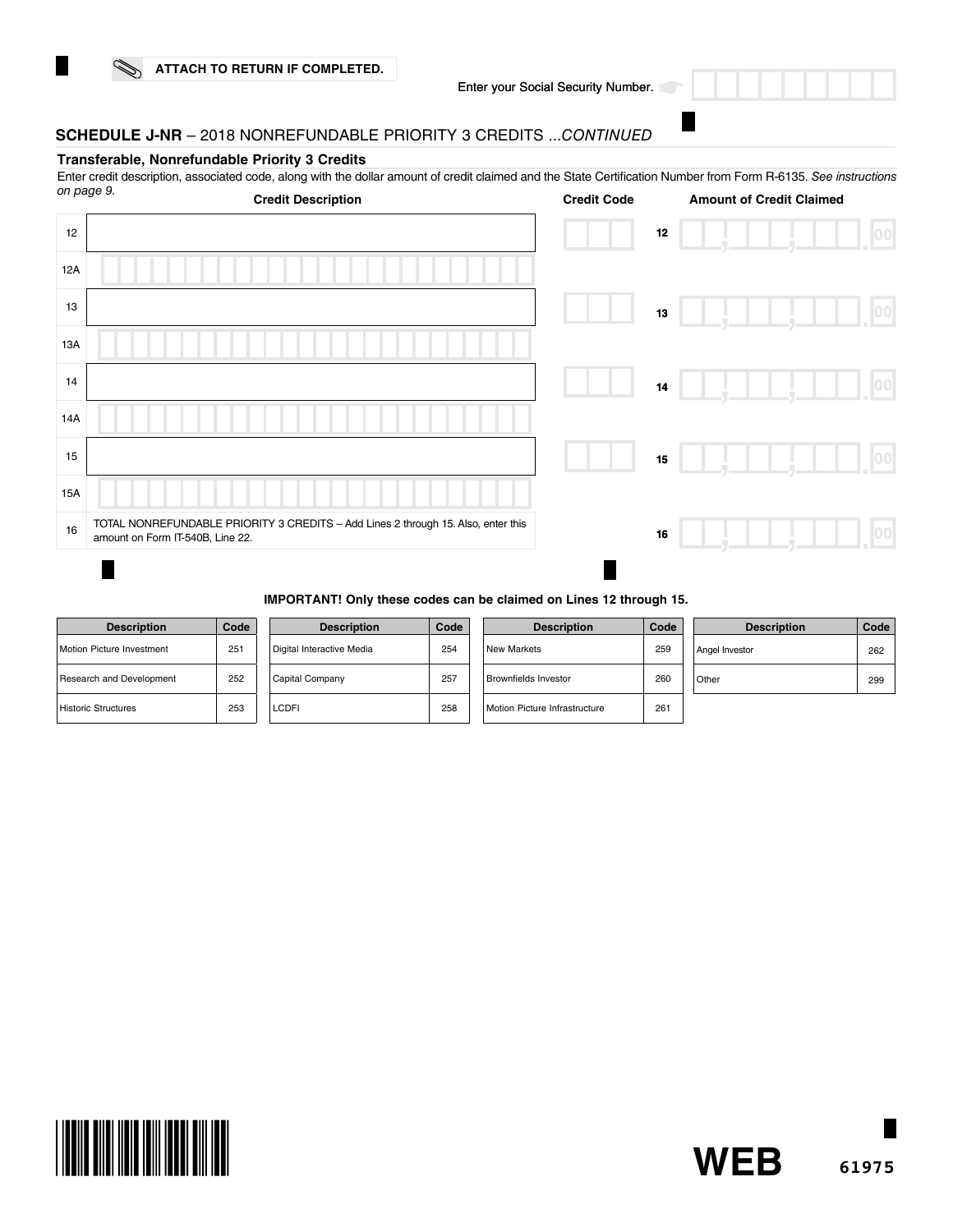ATTACH TO RETURN IF COMPLETED.

Enter your Social Security Number.

## SCHEDULE J-NR – 2018 NONREFUNDABLE PRIORITY 3 CREDITS ...*CONTINUED*

### Transferable, Nonrefundable Priority 3 Credits

Enter credit description, associated code, along with the dollar amount of credit claimed and the State Certification Number from Form R-6135. *See instructions on page 9.*

| Line | Credit Description | Credit Code | Line | Amount of Credit Claimed |
|---|---|---|---|---|
| 12 | | | 12 | .00 |
| 12A | | | | |
| 13 | | | 13 | .00 |
| 13A | | | | |
| 14 | | | 14 | .00 |
| 14A | | | | |
| 15 | | | 15 | .00 |
| 15A | | | | |
| 16 | TOTAL NONREFUNDABLE PRIORITY 3 CREDITS – Add Lines 2 through 15. Also, enter this amount on Form IT-540B, Line 22. | | 16 | .00 |

**IMPORTANT! Only these codes can be claimed on Lines 12 through 15.**

| Description | Code | Description | Code | Description | Code | Description | Code |
|---|---|---|---|---|---|---|---|
| Motion Picture Investment | 251 | Digital Interactive Media | 254 | New Markets | 259 | Angel Investor | 262 |
| Research and Development | 252 | Capital Company | 257 | Brownfields Investor | 260 | Other | 299 |
| Historic Structures | 253 | LCDFI | 258 | Motion Picture Infrastructure | 261 | | |

WEB 61975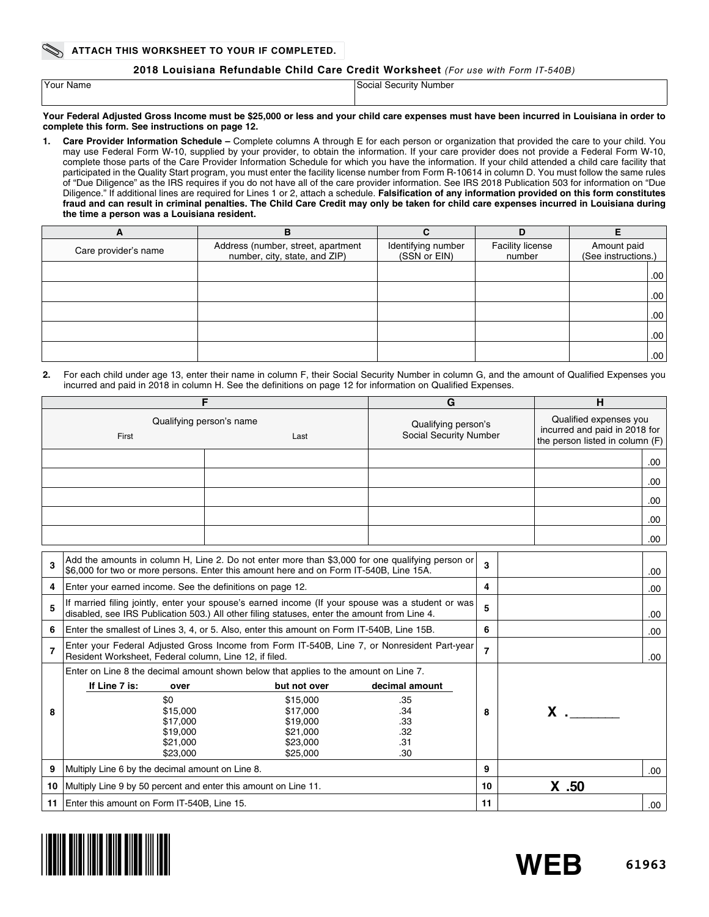**ATTACH THIS WORKSHEET TO YOUR IF COMPLETED.**

## 2018 Louisiana Refundable Child Care Credit Worksheet *(For use with Form IT-540B)*

| Your Name | Social Security Number |
|---|---|
| | |

**Your Federal Adjusted Gross Income must be $25,000 or less and your child care expenses must have been incurred in Louisiana in order to complete this form. See instructions on page 12.**

1. **Care Provider Information Schedule –** Complete columns A through E for each person or organization that provided the care to your child. You may use Federal Form W-10, supplied by your provider, to obtain the information. If your care provider does not provide a Federal Form W-10, complete those parts of the Care Provider Information Schedule for which you have the information. If your child attended a child care facility that participated in the Quality Start program, you must enter the facility license number from Form R-10614 in column D. You must follow the same rules of "Due Diligence" as the IRS requires if you do not have all of the care provider information. See IRS 2018 Publication 503 for information on "Due Diligence." If additional lines are required for Lines 1 or 2, attach a schedule. **Falsification of any information provided on this form constitutes fraud and can result in criminal penalties. The Child Care Credit may only be taken for child care expenses incurred in Louisiana during the time a person was a Louisiana resident.**

| A | B | C | D | E |
|---|---|---|---|---|
| Care provider's name | Address (number, street, apartment number, city, state, and ZIP) | Identifying number (SSN or EIN) | Facility license number | Amount paid (See instructions.) |
| | | | | .00 |
| | | | | .00 |
| | | | | .00 |
| | | | | .00 |
| | | | | .00 |

2. For each child under age 13, enter their name in column F, their Social Security Number in column G, and the amount of Qualified Expenses you incurred and paid in 2018 in column H. See the definitions on page 12 for information on Qualified Expenses.

| F | | G | H |
|---|---|---|---|
| Qualifying person's name | | Qualifying person's Social Security Number | Qualified expenses you incurred and paid in 2018 for the person listed in column (F) |
| First | Last | | |
| | | | .00 |
| | | | .00 |
| | | | .00 |
| | | | .00 |
| | | | .00 |

| Line | Description | Line | Amount |
|---|---|---|---|
| 3 | Add the amounts in column H, Line 2. Do not enter more than $3,000 for one qualifying person or $6,000 for two or more persons. Enter this amount here and on Form IT-540B, Line 15A. | 3 | .00 |
| 4 | Enter your earned income. See the definitions on page 12. | 4 | .00 |
| 5 | If married filing jointly, enter your spouse's earned income (If your spouse was a student or was disabled, see IRS Publication 503.) All other filing statuses, enter the amount from Line 4. | 5 | .00 |
| 6 | Enter the smallest of Lines 3, 4, or 5. Also, enter this amount on Form IT-540B, Line 15B. | 6 | .00 |
| 7 | Enter your Federal Adjusted Gross Income from Form IT-540B, Line 7, or Nonresident Part-year Resident Worksheet, Federal column, Line 12, if filed. | 7 | .00 |
| 8 | Enter on Line 8 the decimal amount shown below that applies to the amount on Line 7. (see table below) | 8 | X .______ |
| 9 | Multiply Line 6 by the decimal amount on Line 8. | 9 | .00 |
| 10 | Multiply Line 9 by 50 percent and enter this amount on Line 11. | 10 | X .50 |
| 11 | Enter this amount on Form IT-540B, Line 15. | 11 | .00 |

Line 8 table:

| If Line 7 is: over | but not over | decimal amount |
|---|---|---|
| $0 | $15,000 | .35 |
| $15,000 | $17,000 | .34 |
| $17,000 | $19,000 | .33 |
| $19,000 | $21,000 | .32 |
| $21,000 | $23,000 | .31 |
| $23,000 | $25,000 | .30 |

WEB 61963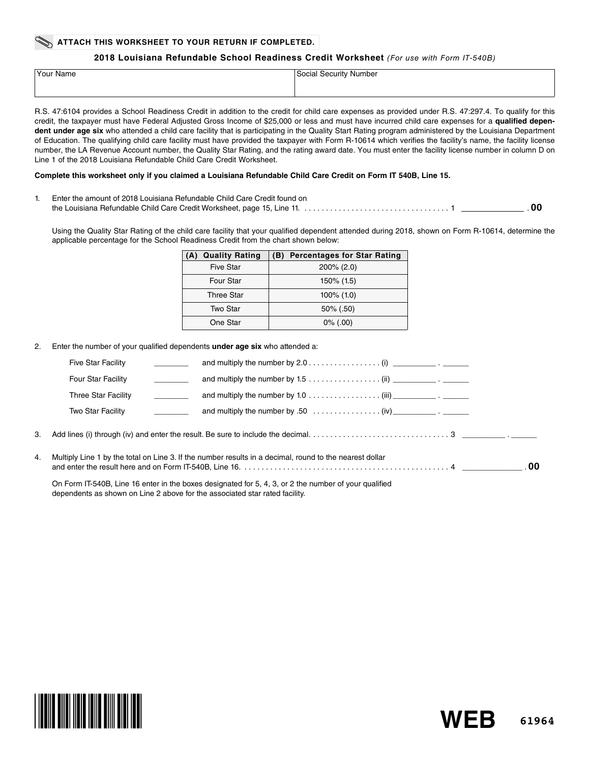**ATTACH THIS WORKSHEET TO YOUR RETURN IF COMPLETED.**

## 2018 Louisiana Refundable School Readiness Credit Worksheet *(For use with Form IT-540B)*

| Your Name | Social Security Number |
|---|---|
| | |

R.S. 47:6104 provides a School Readiness Credit in addition to the credit for child care expenses as provided under R.S. 47:297.4. To qualify for this credit, the taxpayer must have Federal Adjusted Gross Income of $25,000 or less and must have incurred child care expenses for a **qualified dependent under age six** who attended a child care facility that is participating in the Quality Start Rating program administered by the Louisiana Department of Education. The qualifying child care facility must have provided the taxpayer with Form R-10614 which verifies the facility's name, the facility license number, the LA Revenue Account number, the Quality Star Rating, and the rating award date. You must enter the facility license number in column D on Line 1 of the 2018 Louisiana Refundable Child Care Credit Worksheet.

**Complete this worksheet only if you claimed a Louisiana Refundable Child Care Credit on Form IT 540B, Line 15.**

1. Enter the amount of 2018 Louisiana Refundable Child Care Credit found on the Louisiana Refundable Child Care Credit Worksheet, page 15, Line 11. . . . . . . . . . . . . . . . . . . . . . . . . . . . . . . . . . . 1 _____________ .**00**

   Using the Quality Star Rating of the child care facility that your qualified dependent attended during 2018, shown on Form R-10614, determine the applicable percentage for the School Readiness Credit from the chart shown below:

| (A) Quality Rating | (B) Percentages for Star Rating |
|---|---|
| Five Star | 200% (2.0) |
| Four Star | 150% (1.5) |
| Three Star | 100% (1.0) |
| Two Star | 50% (.50) |
| One Star | 0% (.00) |

2. Enter the number of your qualified dependents **under age six** who attended a:

   Five Star Facility ________ and multiply the number by 2.0 . . . . . . . . . . . . . . . . (i) __________ . ______

   Four Star Facility ________ and multiply the number by 1.5 . . . . . . . . . . . . . . . . (ii) __________ . ______

   Three Star Facility ________ and multiply the number by 1.0 . . . . . . . . . . . . . . . . (iii) __________ . ______

   Two Star Facility ________ and multiply the number by .50 . . . . . . . . . . . . . . . . (iv) __________ . ______

3. Add lines (i) through (iv) and enter the result. Be sure to include the decimal. . . . . . . . . . . . . . . . . . . . . . . . . . . . . . . . 3 __________ . ______

4. Multiply Line 1 by the total on Line 3. If the number results in a decimal, round to the nearest dollar and enter the result here and on Form IT-540B, Line 16. . . . . . . . . . . . . . . . . . . . . . . . . . . . . . . . . . . . . . . . . . . . . . . . 4 _____________ .**00**

   On Form IT-540B, Line 16 enter in the boxes designated for 5, 4, 3, or 2 the number of your qualified dependents as shown on Line 2 above for the associated star rated facility.

**WEB** 61964